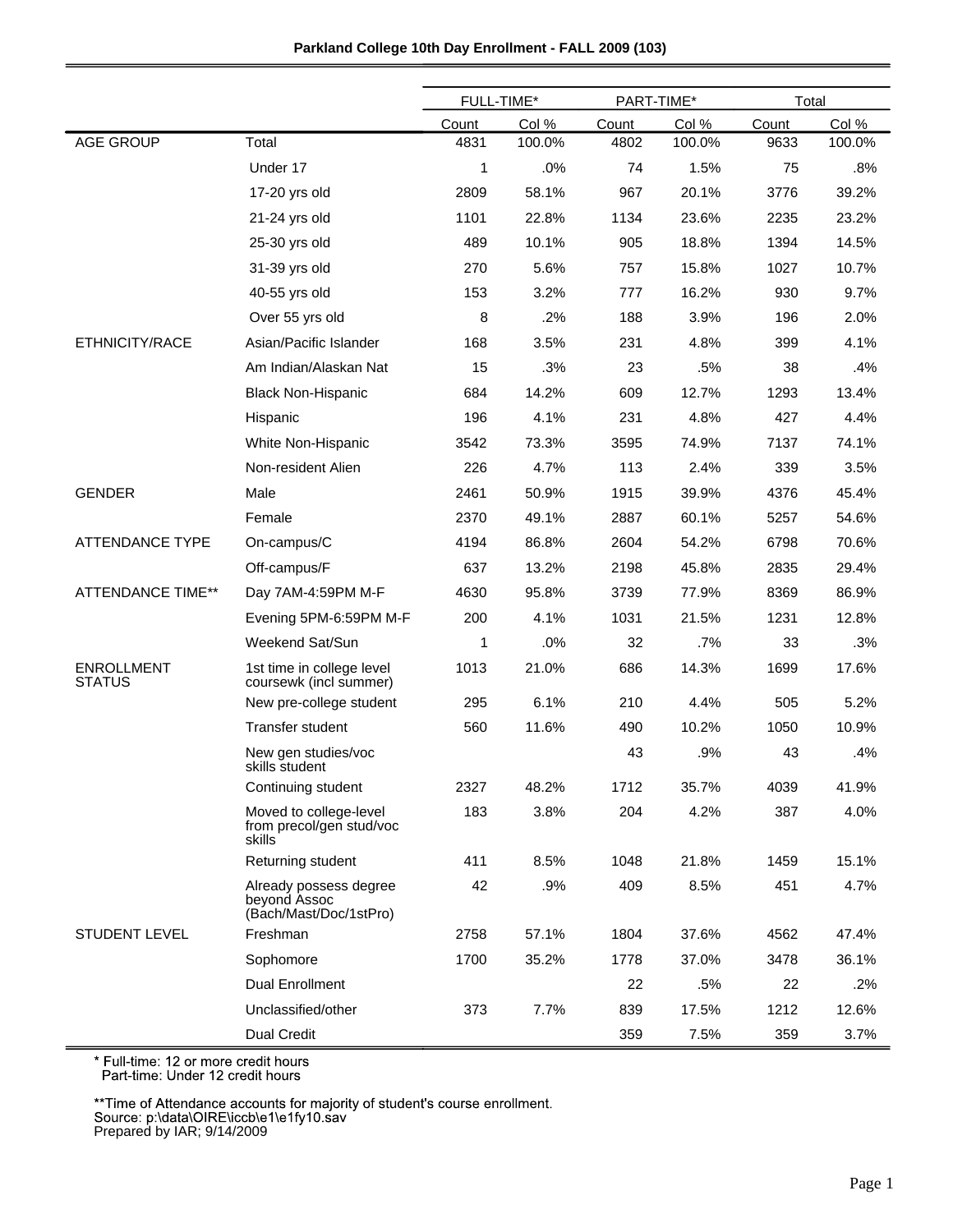**Parkland College 10th Day Enrollment - FALL 2009 (103)**

| | | FULL-TIME* | | PART-TIME* | | Total | |
|---|---|---|---|---|---|---|---|
| | | Count | Col % | Count | Col % | Count | Col % |
| AGE GROUP | Total | 4831 | 100.0% | 4802 | 100.0% | 9633 | 100.0% |
| | Under 17 | 1 | .0% | 74 | 1.5% | 75 | .8% |
| | 17-20 yrs old | 2809 | 58.1% | 967 | 20.1% | 3776 | 39.2% |
| | 21-24 yrs old | 1101 | 22.8% | 1134 | 23.6% | 2235 | 23.2% |
| | 25-30 yrs old | 489 | 10.1% | 905 | 18.8% | 1394 | 14.5% |
| | 31-39 yrs old | 270 | 5.6% | 757 | 15.8% | 1027 | 10.7% |
| | 40-55 yrs old | 153 | 3.2% | 777 | 16.2% | 930 | 9.7% |
| | Over 55 yrs old | 8 | .2% | 188 | 3.9% | 196 | 2.0% |
| ETHNICITY/RACE | Asian/Pacific Islander | 168 | 3.5% | 231 | 4.8% | 399 | 4.1% |
| | Am Indian/Alaskan Nat | 15 | .3% | 23 | .5% | 38 | .4% |
| | Black Non-Hispanic | 684 | 14.2% | 609 | 12.7% | 1293 | 13.4% |
| | Hispanic | 196 | 4.1% | 231 | 4.8% | 427 | 4.4% |
| | White Non-Hispanic | 3542 | 73.3% | 3595 | 74.9% | 7137 | 74.1% |
| | Non-resident Alien | 226 | 4.7% | 113 | 2.4% | 339 | 3.5% |
| GENDER | Male | 2461 | 50.9% | 1915 | 39.9% | 4376 | 45.4% |
| | Female | 2370 | 49.1% | 2887 | 60.1% | 5257 | 54.6% |
| ATTENDANCE TYPE | On-campus/C | 4194 | 86.8% | 2604 | 54.2% | 6798 | 70.6% |
| | Off-campus/F | 637 | 13.2% | 2198 | 45.8% | 2835 | 29.4% |
| ATTENDANCE TIME** | Day 7AM-4:59PM M-F | 4630 | 95.8% | 3739 | 77.9% | 8369 | 86.9% |
| | Evening 5PM-6:59PM M-F | 200 | 4.1% | 1031 | 21.5% | 1231 | 12.8% |
| | Weekend Sat/Sun | 1 | .0% | 32 | .7% | 33 | .3% |
| ENROLLMENT STATUS | 1st time in college level coursewk (incl summer) | 1013 | 21.0% | 686 | 14.3% | 1699 | 17.6% |
| | New pre-college student | 295 | 6.1% | 210 | 4.4% | 505 | 5.2% |
| | Transfer student | 560 | 11.6% | 490 | 10.2% | 1050 | 10.9% |
| | New gen studies/voc skills student | | | 43 | .9% | 43 | .4% |
| | Continuing student | 2327 | 48.2% | 1712 | 35.7% | 4039 | 41.9% |
| | Moved to college-level from precol/gen stud/voc skills | 183 | 3.8% | 204 | 4.2% | 387 | 4.0% |
| | Returning student | 411 | 8.5% | 1048 | 21.8% | 1459 | 15.1% |
| | Already possess degree beyond Assoc (Bach/Mast/Doc/1stPro) | 42 | .9% | 409 | 8.5% | 451 | 4.7% |
| STUDENT LEVEL | Freshman | 2758 | 57.1% | 1804 | 37.6% | 4562 | 47.4% |
| | Sophomore | 1700 | 35.2% | 1778 | 37.0% | 3478 | 36.1% |
| | Dual Enrollment | | | 22 | .5% | 22 | .2% |
| | Unclassified/other | 373 | 7.7% | 839 | 17.5% | 1212 | 12.6% |
| | Dual Credit | | | 359 | 7.5% | 359 | 3.7% |

* Full-time: 12 or more credit hours
  Part-time: Under 12 credit hours

**Time of Attendance accounts for majority of student's course enrollment.
Source: p:\data\OIRE\iccb\e1\e1fy10.sav
Prepared by IAR; 9/14/2009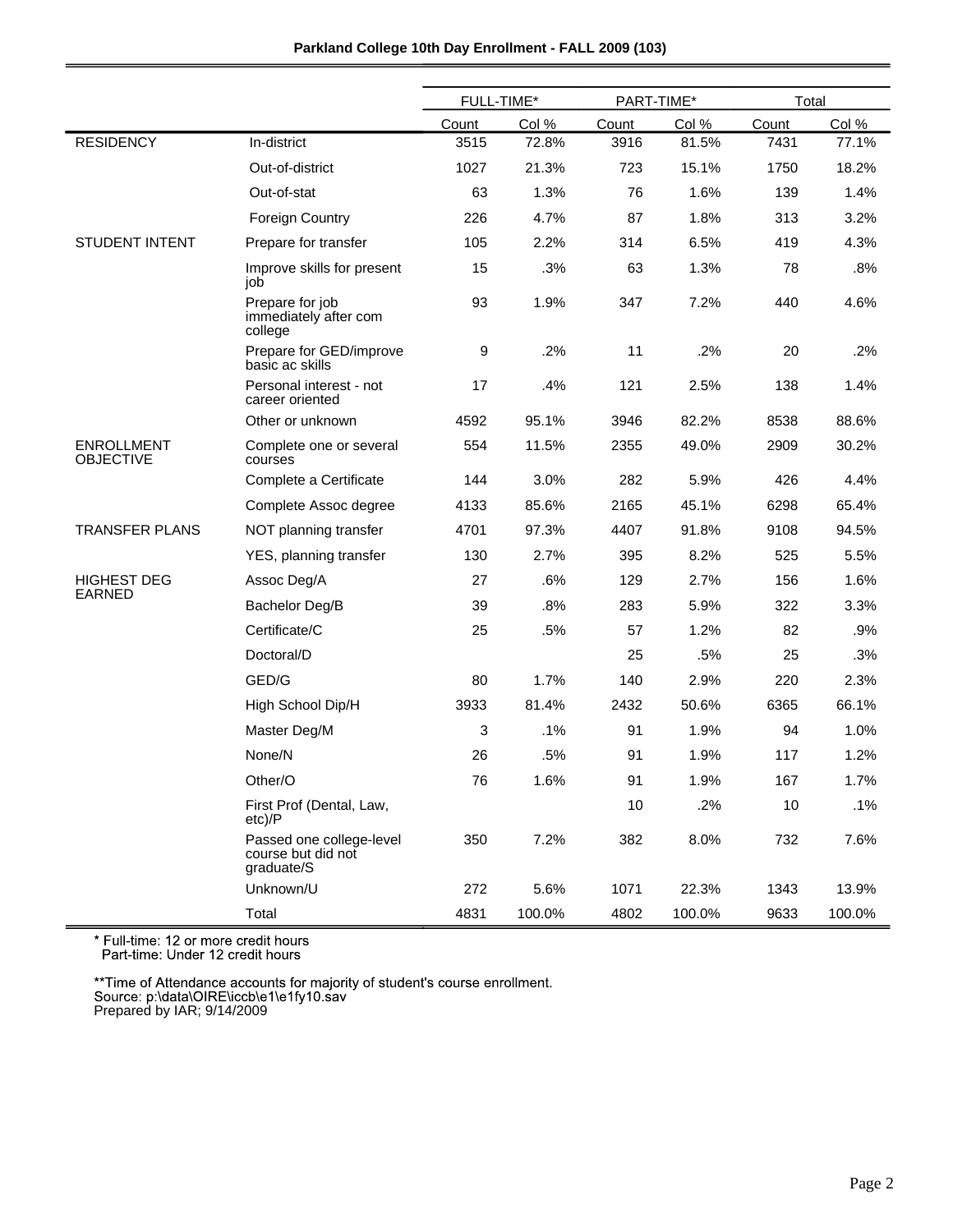**Parkland College 10th Day Enrollment - FALL 2009 (103)**

| | | FULL-TIME* | | PART-TIME* | | Total | |
|---|---|---|---|---|---|---|---|
| | | Count | Col % | Count | Col % | Count | Col % |
| RESIDENCY | In-district | 3515 | 72.8% | 3916 | 81.5% | 7431 | 77.1% |
| | Out-of-district | 1027 | 21.3% | 723 | 15.1% | 1750 | 18.2% |
| | Out-of-stat | 63 | 1.3% | 76 | 1.6% | 139 | 1.4% |
| | Foreign Country | 226 | 4.7% | 87 | 1.8% | 313 | 3.2% |
| STUDENT INTENT | Prepare for transfer | 105 | 2.2% | 314 | 6.5% | 419 | 4.3% |
| | Improve skills for present job | 15 | .3% | 63 | 1.3% | 78 | .8% |
| | Prepare for job immediately after com college | 93 | 1.9% | 347 | 7.2% | 440 | 4.6% |
| | Prepare for GED/improve basic ac skills | 9 | .2% | 11 | .2% | 20 | .2% |
| | Personal interest - not career oriented | 17 | .4% | 121 | 2.5% | 138 | 1.4% |
| | Other or unknown | 4592 | 95.1% | 3946 | 82.2% | 8538 | 88.6% |
| ENROLLMENT OBJECTIVE | Complete one or several courses | 554 | 11.5% | 2355 | 49.0% | 2909 | 30.2% |
| | Complete a Certificate | 144 | 3.0% | 282 | 5.9% | 426 | 4.4% |
| | Complete Assoc degree | 4133 | 85.6% | 2165 | 45.1% | 6298 | 65.4% |
| TRANSFER PLANS | NOT planning transfer | 4701 | 97.3% | 4407 | 91.8% | 9108 | 94.5% |
| | YES, planning transfer | 130 | 2.7% | 395 | 8.2% | 525 | 5.5% |
| HIGHEST DEG EARNED | Assoc Deg/A | 27 | .6% | 129 | 2.7% | 156 | 1.6% |
| | Bachelor Deg/B | 39 | .8% | 283 | 5.9% | 322 | 3.3% |
| | Certificate/C | 25 | .5% | 57 | 1.2% | 82 | .9% |
| | Doctoral/D | | | 25 | .5% | 25 | .3% |
| | GED/G | 80 | 1.7% | 140 | 2.9% | 220 | 2.3% |
| | High School Dip/H | 3933 | 81.4% | 2432 | 50.6% | 6365 | 66.1% |
| | Master Deg/M | 3 | .1% | 91 | 1.9% | 94 | 1.0% |
| | None/N | 26 | .5% | 91 | 1.9% | 117 | 1.2% |
| | Other/O | 76 | 1.6% | 91 | 1.9% | 167 | 1.7% |
| | First Prof (Dental, Law, etc)/P | | | 10 | .2% | 10 | .1% |
| | Passed one college-level course but did not graduate/S | 350 | 7.2% | 382 | 8.0% | 732 | 7.6% |
| | Unknown/U | 272 | 5.6% | 1071 | 22.3% | 1343 | 13.9% |
| | Total | 4831 | 100.0% | 4802 | 100.0% | 9633 | 100.0% |

* Full-time: 12 or more credit hours
  Part-time: Under 12 credit hours

**Time of Attendance accounts for majority of student's course enrollment.
Source: p:\data\OIRE\iccb\e1\e1fy10.sav
Prepared by IAR; 9/14/2009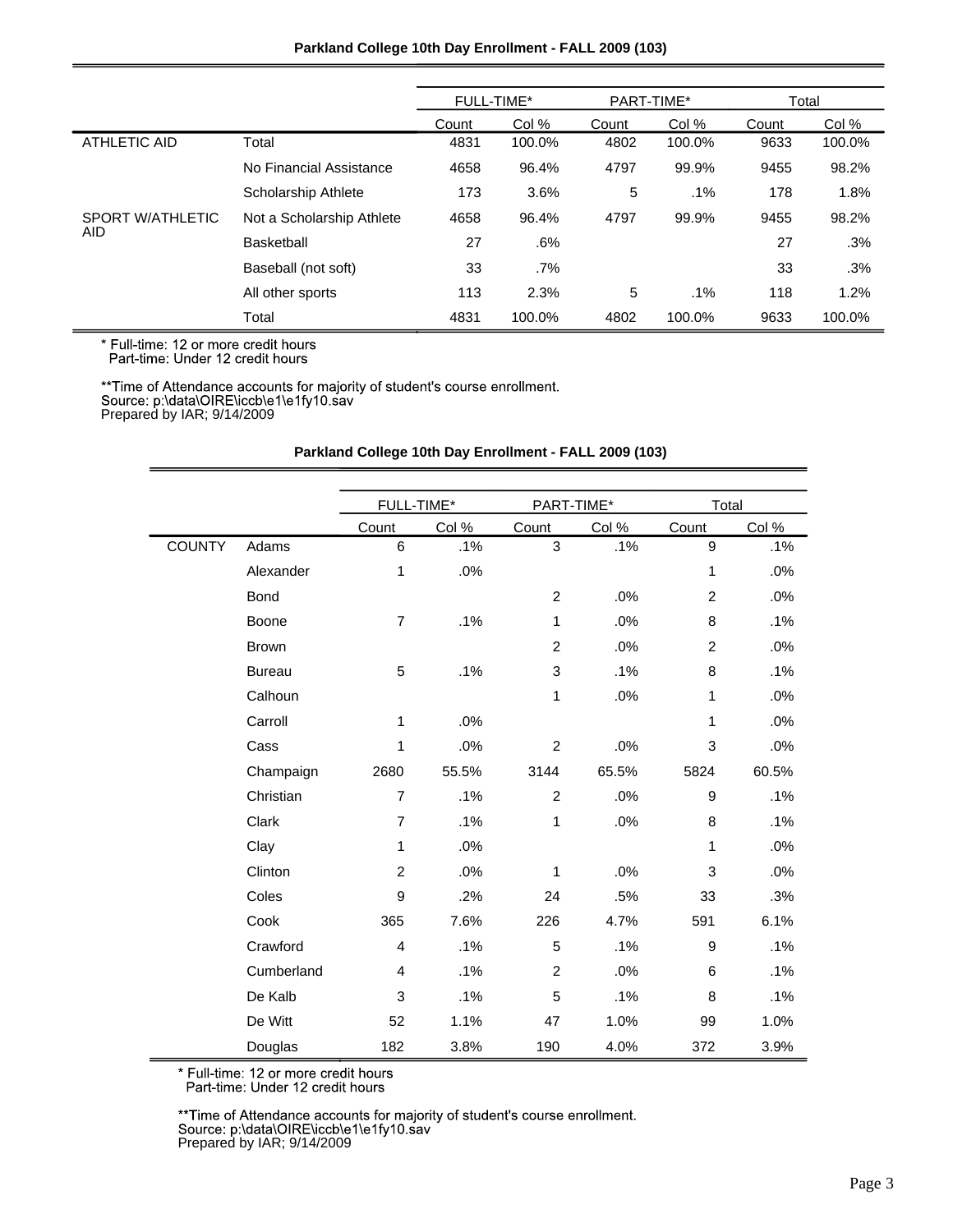**Parkland College 10th Day Enrollment - FALL 2009 (103)**

| | | FULL-TIME* | | PART-TIME* | | Total | |
|---|---|---|---|---|---|---|---|
| | | Count | Col % | Count | Col % | Count | Col % |
| ATHLETIC AID | Total | 4831 | 100.0% | 4802 | 100.0% | 9633 | 100.0% |
| | No Financial Assistance | 4658 | 96.4% | 4797 | 99.9% | 9455 | 98.2% |
| | Scholarship Athlete | 173 | 3.6% | 5 | .1% | 178 | 1.8% |
| SPORT W/ATHLETIC AID | Not a Scholarship Athlete | 4658 | 96.4% | 4797 | 99.9% | 9455 | 98.2% |
| | Basketball | 27 | .6% | | | 27 | .3% |
| | Baseball (not soft) | 33 | .7% | | | 33 | .3% |
| | All other sports | 113 | 2.3% | 5 | .1% | 118 | 1.2% |
| | Total | 4831 | 100.0% | 4802 | 100.0% | 9633 | 100.0% |

* Full-time: 12 or more credit hours
  Part-time: Under 12 credit hours

**Time of Attendance accounts for majority of student's course enrollment.
Source: p:\data\OIRE\iccb\e1\e1fy10.sav
Prepared by IAR; 9/14/2009

**Parkland College 10th Day Enrollment - FALL 2009 (103)**

| | | FULL-TIME* | | PART-TIME* | | Total | |
|---|---|---|---|---|---|---|---|
| | | Count | Col % | Count | Col % | Count | Col % |
| COUNTY | Adams | 6 | .1% | 3 | .1% | 9 | .1% |
| | Alexander | 1 | .0% | | | 1 | .0% |
| | Bond | | | 2 | .0% | 2 | .0% |
| | Boone | 7 | .1% | 1 | .0% | 8 | .1% |
| | Brown | | | 2 | .0% | 2 | .0% |
| | Bureau | 5 | .1% | 3 | .1% | 8 | .1% |
| | Calhoun | | | 1 | .0% | 1 | .0% |
| | Carroll | 1 | .0% | | | 1 | .0% |
| | Cass | 1 | .0% | 2 | .0% | 3 | .0% |
| | Champaign | 2680 | 55.5% | 3144 | 65.5% | 5824 | 60.5% |
| | Christian | 7 | .1% | 2 | .0% | 9 | .1% |
| | Clark | 7 | .1% | 1 | .0% | 8 | .1% |
| | Clay | 1 | .0% | | | 1 | .0% |
| | Clinton | 2 | .0% | 1 | .0% | 3 | .0% |
| | Coles | 9 | .2% | 24 | .5% | 33 | .3% |
| | Cook | 365 | 7.6% | 226 | 4.7% | 591 | 6.1% |
| | Crawford | 4 | .1% | 5 | .1% | 9 | .1% |
| | Cumberland | 4 | .1% | 2 | .0% | 6 | .1% |
| | De Kalb | 3 | .1% | 5 | .1% | 8 | .1% |
| | De Witt | 52 | 1.1% | 47 | 1.0% | 99 | 1.0% |
| | Douglas | 182 | 3.8% | 190 | 4.0% | 372 | 3.9% |

* Full-time: 12 or more credit hours
  Part-time: Under 12 credit hours

**Time of Attendance accounts for majority of student's course enrollment.
Source: p:\data\OIRE\iccb\e1\e1fy10.sav
Prepared by IAR; 9/14/2009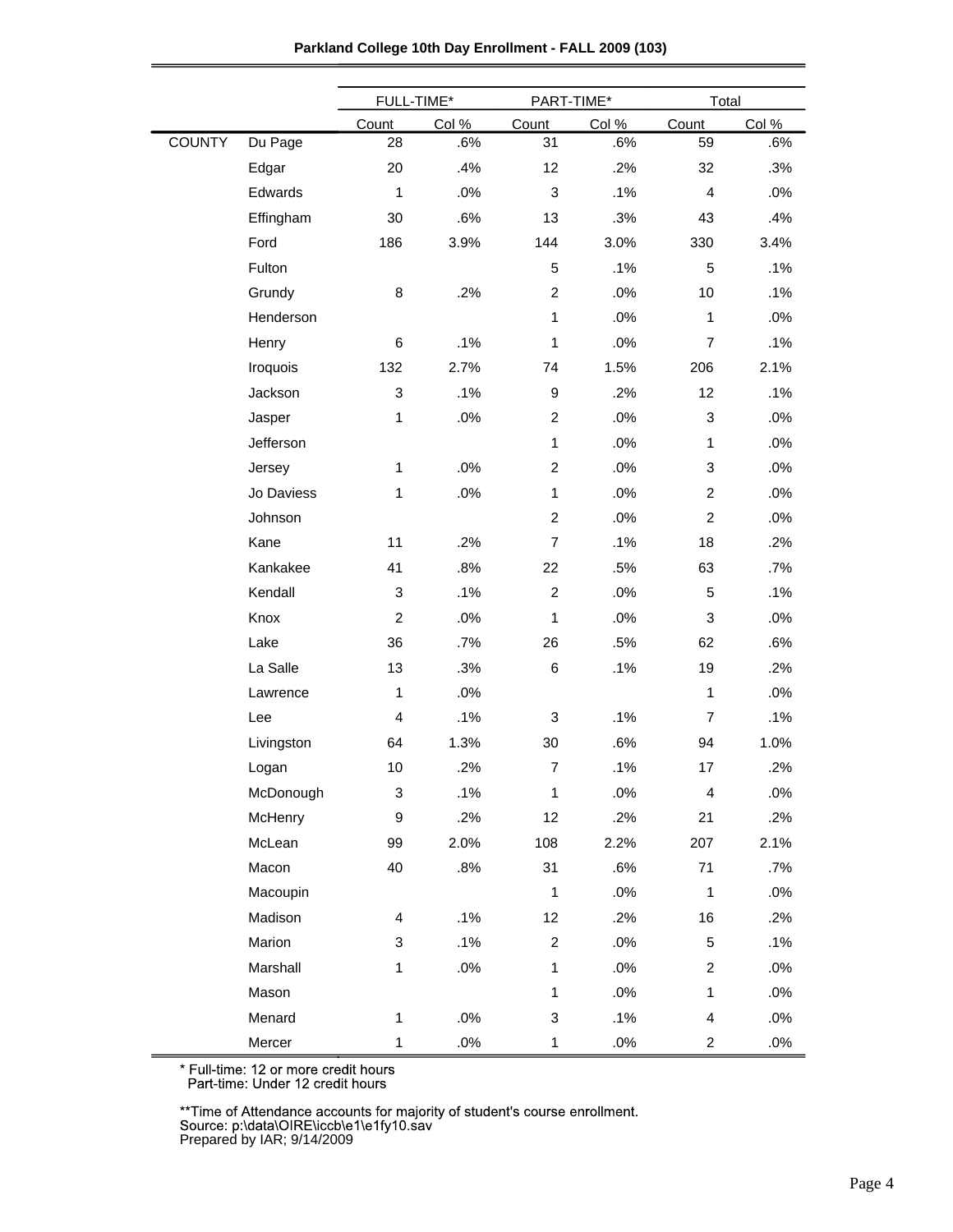**Parkland College 10th Day Enrollment - FALL 2009 (103)**

| | | FULL-TIME* | | PART-TIME* | | Total | |
|---|---|---|---|---|---|---|---|
| | | Count | Col % | Count | Col % | Count | Col % |
| COUNTY | Du Page | 28 | .6% | 31 | .6% | 59 | .6% |
| | Edgar | 20 | .4% | 12 | .2% | 32 | .3% |
| | Edwards | 1 | .0% | 3 | .1% | 4 | .0% |
| | Effingham | 30 | .6% | 13 | .3% | 43 | .4% |
| | Ford | 186 | 3.9% | 144 | 3.0% | 330 | 3.4% |
| | Fulton | | | 5 | .1% | 5 | .1% |
| | Grundy | 8 | .2% | 2 | .0% | 10 | .1% |
| | Henderson | | | 1 | .0% | 1 | .0% |
| | Henry | 6 | .1% | 1 | .0% | 7 | .1% |
| | Iroquois | 132 | 2.7% | 74 | 1.5% | 206 | 2.1% |
| | Jackson | 3 | .1% | 9 | .2% | 12 | .1% |
| | Jasper | 1 | .0% | 2 | .0% | 3 | .0% |
| | Jefferson | | | 1 | .0% | 1 | .0% |
| | Jersey | 1 | .0% | 2 | .0% | 3 | .0% |
| | Jo Daviess | 1 | .0% | 1 | .0% | 2 | .0% |
| | Johnson | | | 2 | .0% | 2 | .0% |
| | Kane | 11 | .2% | 7 | .1% | 18 | .2% |
| | Kankakee | 41 | .8% | 22 | .5% | 63 | .7% |
| | Kendall | 3 | .1% | 2 | .0% | 5 | .1% |
| | Knox | 2 | .0% | 1 | .0% | 3 | .0% |
| | Lake | 36 | .7% | 26 | .5% | 62 | .6% |
| | La Salle | 13 | .3% | 6 | .1% | 19 | .2% |
| | Lawrence | 1 | .0% | | | 1 | .0% |
| | Lee | 4 | .1% | 3 | .1% | 7 | .1% |
| | Livingston | 64 | 1.3% | 30 | .6% | 94 | 1.0% |
| | Logan | 10 | .2% | 7 | .1% | 17 | .2% |
| | McDonough | 3 | .1% | 1 | .0% | 4 | .0% |
| | McHenry | 9 | .2% | 12 | .2% | 21 | .2% |
| | McLean | 99 | 2.0% | 108 | 2.2% | 207 | 2.1% |
| | Macon | 40 | .8% | 31 | .6% | 71 | .7% |
| | Macoupin | | | 1 | .0% | 1 | .0% |
| | Madison | 4 | .1% | 12 | .2% | 16 | .2% |
| | Marion | 3 | .1% | 2 | .0% | 5 | .1% |
| | Marshall | 1 | .0% | 1 | .0% | 2 | .0% |
| | Mason | | | 1 | .0% | 1 | .0% |
| | Menard | 1 | .0% | 3 | .1% | 4 | .0% |
| | Mercer | 1 | .0% | 1 | .0% | 2 | .0% |

\* Full-time: 12 or more credit hours
Part-time: Under 12 credit hours

**Time of Attendance accounts for majority of student's course enrollment.
Source: p:\data\OIRE\iccb\e1\e1fy10.sav
Prepared by IAR; 9/14/2009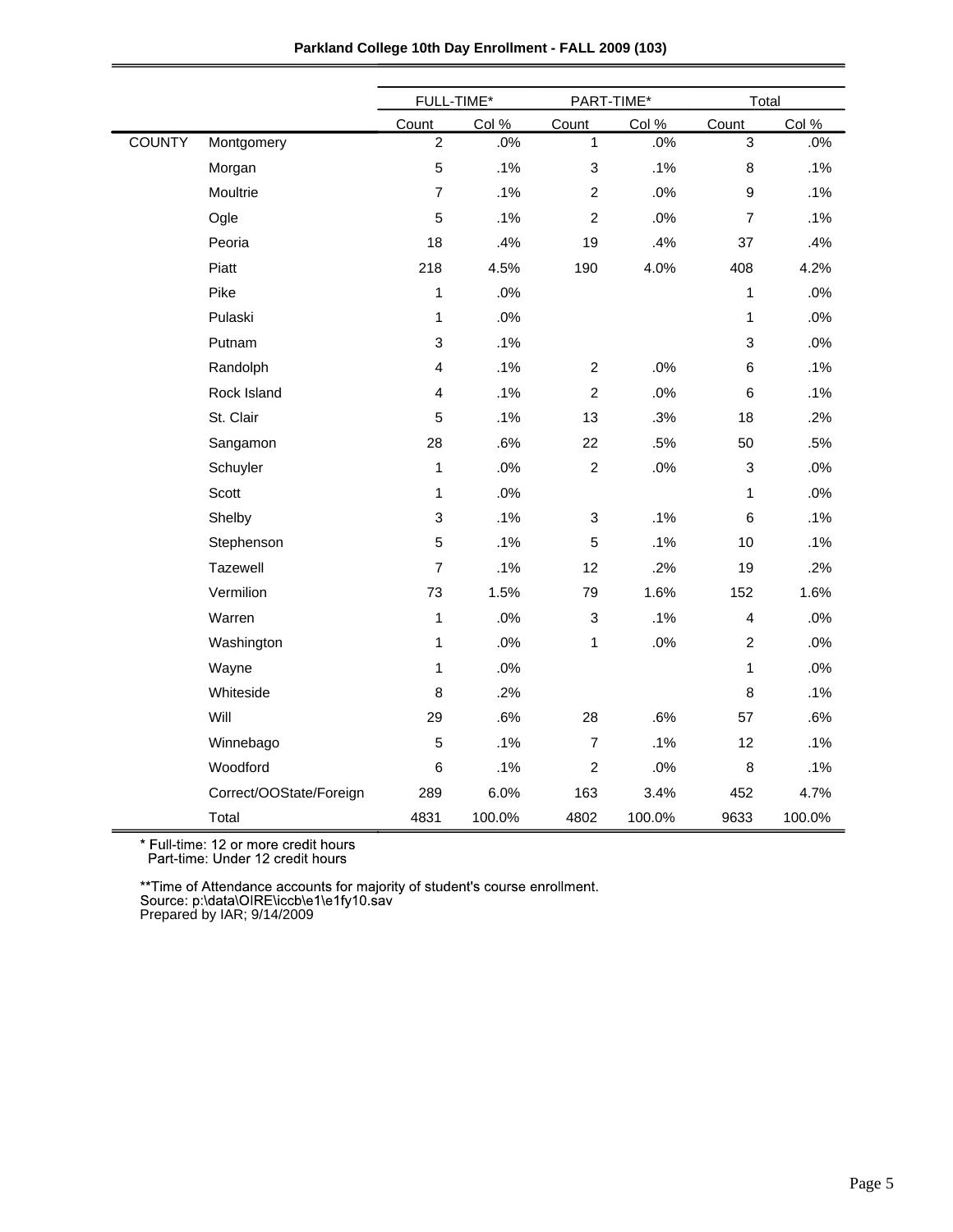**Parkland College 10th Day Enrollment - FALL 2009 (103)**

| | | FULL-TIME* | | PART-TIME* | | Total | |
|---|---|---|---|---|---|---|---|
| | | Count | Col % | Count | Col % | Count | Col % |
| COUNTY | Montgomery | 2 | .0% | 1 | .0% | 3 | .0% |
| | Morgan | 5 | .1% | 3 | .1% | 8 | .1% |
| | Moultrie | 7 | .1% | 2 | .0% | 9 | .1% |
| | Ogle | 5 | .1% | 2 | .0% | 7 | .1% |
| | Peoria | 18 | .4% | 19 | .4% | 37 | .4% |
| | Piatt | 218 | 4.5% | 190 | 4.0% | 408 | 4.2% |
| | Pike | 1 | .0% | | | 1 | .0% |
| | Pulaski | 1 | .0% | | | 1 | .0% |
| | Putnam | 3 | .1% | | | 3 | .0% |
| | Randolph | 4 | .1% | 2 | .0% | 6 | .1% |
| | Rock Island | 4 | .1% | 2 | .0% | 6 | .1% |
| | St. Clair | 5 | .1% | 13 | .3% | 18 | .2% |
| | Sangamon | 28 | .6% | 22 | .5% | 50 | .5% |
| | Schuyler | 1 | .0% | 2 | .0% | 3 | .0% |
| | Scott | 1 | .0% | | | 1 | .0% |
| | Shelby | 3 | .1% | 3 | .1% | 6 | .1% |
| | Stephenson | 5 | .1% | 5 | .1% | 10 | .1% |
| | Tazewell | 7 | .1% | 12 | .2% | 19 | .2% |
| | Vermilion | 73 | 1.5% | 79 | 1.6% | 152 | 1.6% |
| | Warren | 1 | .0% | 3 | .1% | 4 | .0% |
| | Washington | 1 | .0% | 1 | .0% | 2 | .0% |
| | Wayne | 1 | .0% | | | 1 | .0% |
| | Whiteside | 8 | .2% | | | 8 | .1% |
| | Will | 29 | .6% | 28 | .6% | 57 | .6% |
| | Winnebago | 5 | .1% | 7 | .1% | 12 | .1% |
| | Woodford | 6 | .1% | 2 | .0% | 8 | .1% |
| | Correct/OOState/Foreign | 289 | 6.0% | 163 | 3.4% | 452 | 4.7% |
| | Total | 4831 | 100.0% | 4802 | 100.0% | 9633 | 100.0% |

* Full-time: 12 or more credit hours
  Part-time: Under 12 credit hours

**Time of Attendance accounts for majority of student's course enrollment.
Source: p:\data\OIRE\iccb\e1\e1fy10.sav
Prepared by IAR; 9/14/2009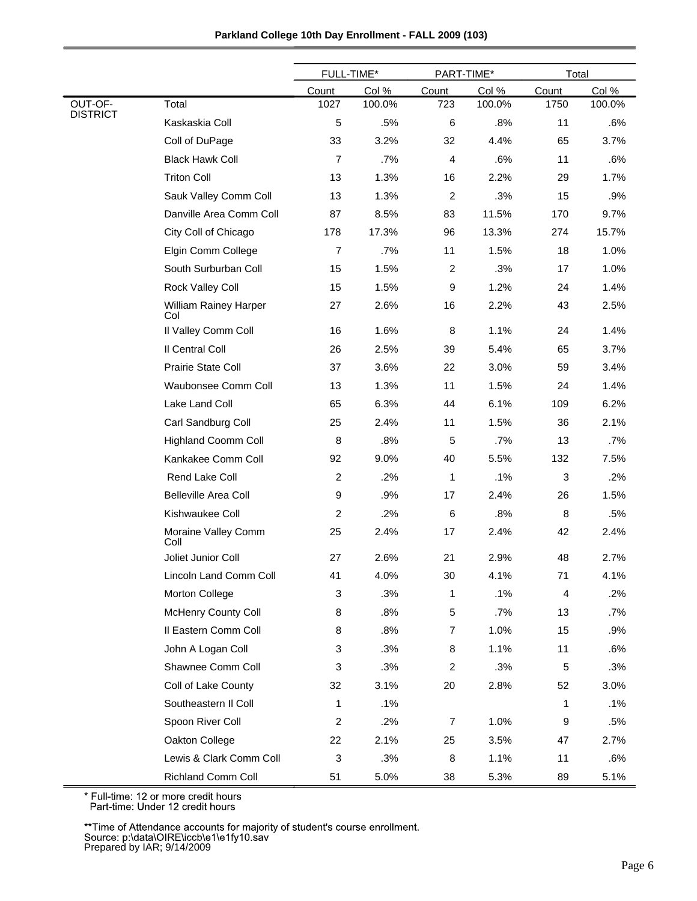**Parkland College 10th Day Enrollment - FALL 2009 (103)**

| | | FULL-TIME* | | PART-TIME* | | Total | |
|---|---|---|---|---|---|---|---|
| | | Count | Col % | Count | Col % | Count | Col % |
| OUT-OF-DISTRICT | Total | 1027 | 100.0% | 723 | 100.0% | 1750 | 100.0% |
| | Kaskaskia Coll | 5 | .5% | 6 | .8% | 11 | .6% |
| | Coll of DuPage | 33 | 3.2% | 32 | 4.4% | 65 | 3.7% |
| | Black Hawk Coll | 7 | .7% | 4 | .6% | 11 | .6% |
| | Triton Coll | 13 | 1.3% | 16 | 2.2% | 29 | 1.7% |
| | Sauk Valley Comm Coll | 13 | 1.3% | 2 | .3% | 15 | .9% |
| | Danville Area Comm Coll | 87 | 8.5% | 83 | 11.5% | 170 | 9.7% |
| | City Coll of Chicago | 178 | 17.3% | 96 | 13.3% | 274 | 15.7% |
| | Elgin Comm College | 7 | .7% | 11 | 1.5% | 18 | 1.0% |
| | South Surburban Coll | 15 | 1.5% | 2 | .3% | 17 | 1.0% |
| | Rock Valley Coll | 15 | 1.5% | 9 | 1.2% | 24 | 1.4% |
| | William Rainey Harper Col | 27 | 2.6% | 16 | 2.2% | 43 | 2.5% |
| | Il Valley Comm Coll | 16 | 1.6% | 8 | 1.1% | 24 | 1.4% |
| | Il Central Coll | 26 | 2.5% | 39 | 5.4% | 65 | 3.7% |
| | Prairie State Coll | 37 | 3.6% | 22 | 3.0% | 59 | 3.4% |
| | Waubonsee Comm Coll | 13 | 1.3% | 11 | 1.5% | 24 | 1.4% |
| | Lake Land Coll | 65 | 6.3% | 44 | 6.1% | 109 | 6.2% |
| | Carl Sandburg Coll | 25 | 2.4% | 11 | 1.5% | 36 | 2.1% |
| | Highland Coomm Coll | 8 | .8% | 5 | .7% | 13 | .7% |
| | Kankakee Comm Coll | 92 | 9.0% | 40 | 5.5% | 132 | 7.5% |
| | Rend Lake Coll | 2 | .2% | 1 | .1% | 3 | .2% |
| | Belleville Area Coll | 9 | .9% | 17 | 2.4% | 26 | 1.5% |
| | Kishwaukee Coll | 2 | .2% | 6 | .8% | 8 | .5% |
| | Moraine Valley Comm Coll | 25 | 2.4% | 17 | 2.4% | 42 | 2.4% |
| | Joliet Junior Coll | 27 | 2.6% | 21 | 2.9% | 48 | 2.7% |
| | Lincoln Land Comm Coll | 41 | 4.0% | 30 | 4.1% | 71 | 4.1% |
| | Morton College | 3 | .3% | 1 | .1% | 4 | .2% |
| | McHenry County Coll | 8 | .8% | 5 | .7% | 13 | .7% |
| | Il Eastern Comm Coll | 8 | .8% | 7 | 1.0% | 15 | .9% |
| | John A Logan Coll | 3 | .3% | 8 | 1.1% | 11 | .6% |
| | Shawnee Comm Coll | 3 | .3% | 2 | .3% | 5 | .3% |
| | Coll of Lake County | 32 | 3.1% | 20 | 2.8% | 52 | 3.0% |
| | Southeastern Il Coll | 1 | .1% | | | 1 | .1% |
| | Spoon River Coll | 2 | .2% | 7 | 1.0% | 9 | .5% |
| | Oakton College | 22 | 2.1% | 25 | 3.5% | 47 | 2.7% |
| | Lewis & Clark Comm Coll | 3 | .3% | 8 | 1.1% | 11 | .6% |
| | Richland Comm Coll | 51 | 5.0% | 38 | 5.3% | 89 | 5.1% |

\* Full-time: 12 or more credit hours
Part-time: Under 12 credit hours

\*\*Time of Attendance accounts for majority of student's course enrollment.
Source: p:\data\OIRE\iccb\e1\e1fy10.sav
Prepared by IAR; 9/14/2009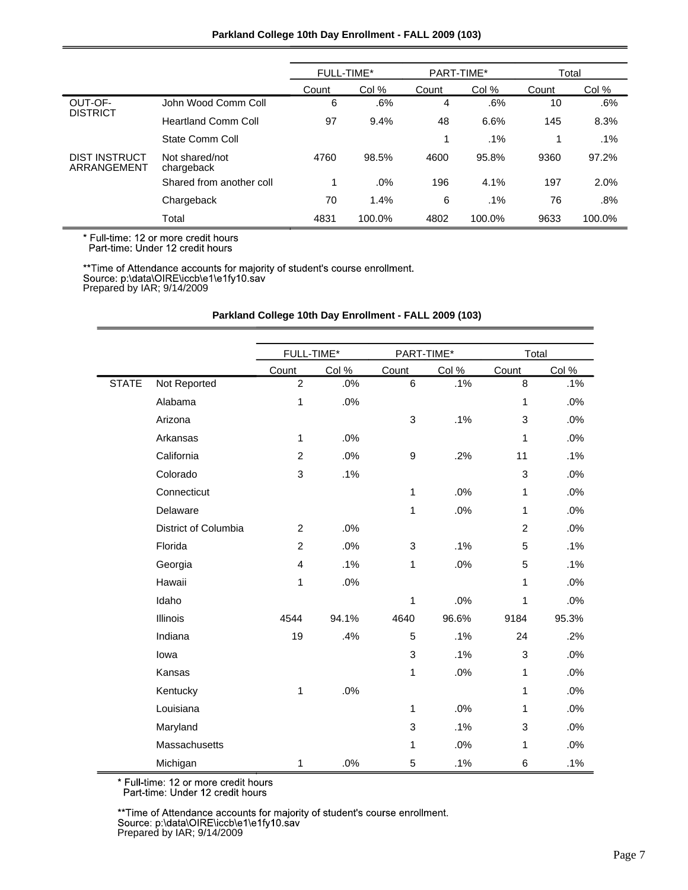**Parkland College 10th Day Enrollment - FALL 2009 (103)**

| | | FULL-TIME* | | PART-TIME* | | Total | |
|---|---|---|---|---|---|---|---|
| | | Count | Col % | Count | Col % | Count | Col % |
| OUT-OF-DISTRICT | John Wood Comm Coll | 6 | .6% | 4 | .6% | 10 | .6% |
| | Heartland Comm Coll | 97 | 9.4% | 48 | 6.6% | 145 | 8.3% |
| | State Comm Coll | | | 1 | .1% | 1 | .1% |
| DIST INSTRUCT ARRANGEMENT | Not shared/not chargeback | 4760 | 98.5% | 4600 | 95.8% | 9360 | 97.2% |
| | Shared from another coll | 1 | .0% | 196 | 4.1% | 197 | 2.0% |
| | Chargeback | 70 | 1.4% | 6 | .1% | 76 | .8% |
| | Total | 4831 | 100.0% | 4802 | 100.0% | 9633 | 100.0% |

* Full-time: 12 or more credit hours
  Part-time: Under 12 credit hours

**Time of Attendance accounts for majority of student's course enrollment.
Source: p:\data\OIRE\iccb\e1\e1fy10.sav
Prepared by IAR; 9/14/2009

**Parkland College 10th Day Enrollment - FALL 2009 (103)**

| | | FULL-TIME* | | PART-TIME* | | Total | |
|---|---|---|---|---|---|---|---|
| | | Count | Col % | Count | Col % | Count | Col % |
| STATE | Not Reported | 2 | .0% | 6 | .1% | 8 | .1% |
| | Alabama | 1 | .0% | | | 1 | .0% |
| | Arizona | | | 3 | .1% | 3 | .0% |
| | Arkansas | 1 | .0% | | | 1 | .0% |
| | California | 2 | .0% | 9 | .2% | 11 | .1% |
| | Colorado | 3 | .1% | | | 3 | .0% |
| | Connecticut | | | 1 | .0% | 1 | .0% |
| | Delaware | | | 1 | .0% | 1 | .0% |
| | District of Columbia | 2 | .0% | | | 2 | .0% |
| | Florida | 2 | .0% | 3 | .1% | 5 | .1% |
| | Georgia | 4 | .1% | 1 | .0% | 5 | .1% |
| | Hawaii | 1 | .0% | | | 1 | .0% |
| | Idaho | | | 1 | .0% | 1 | .0% |
| | Illinois | 4544 | 94.1% | 4640 | 96.6% | 9184 | 95.3% |
| | Indiana | 19 | .4% | 5 | .1% | 24 | .2% |
| | Iowa | | | 3 | .1% | 3 | .0% |
| | Kansas | | | 1 | .0% | 1 | .0% |
| | Kentucky | 1 | .0% | | | 1 | .0% |
| | Louisiana | | | 1 | .0% | 1 | .0% |
| | Maryland | | | 3 | .1% | 3 | .0% |
| | Massachusetts | | | 1 | .0% | 1 | .0% |
| | Michigan | 1 | .0% | 5 | .1% | 6 | .1% |

* Full-time: 12 or more credit hours
  Part-time: Under 12 credit hours

**Time of Attendance accounts for majority of student's course enrollment.
Source: p:\data\OIRE\iccb\e1\e1fy10.sav
Prepared by IAR; 9/14/2009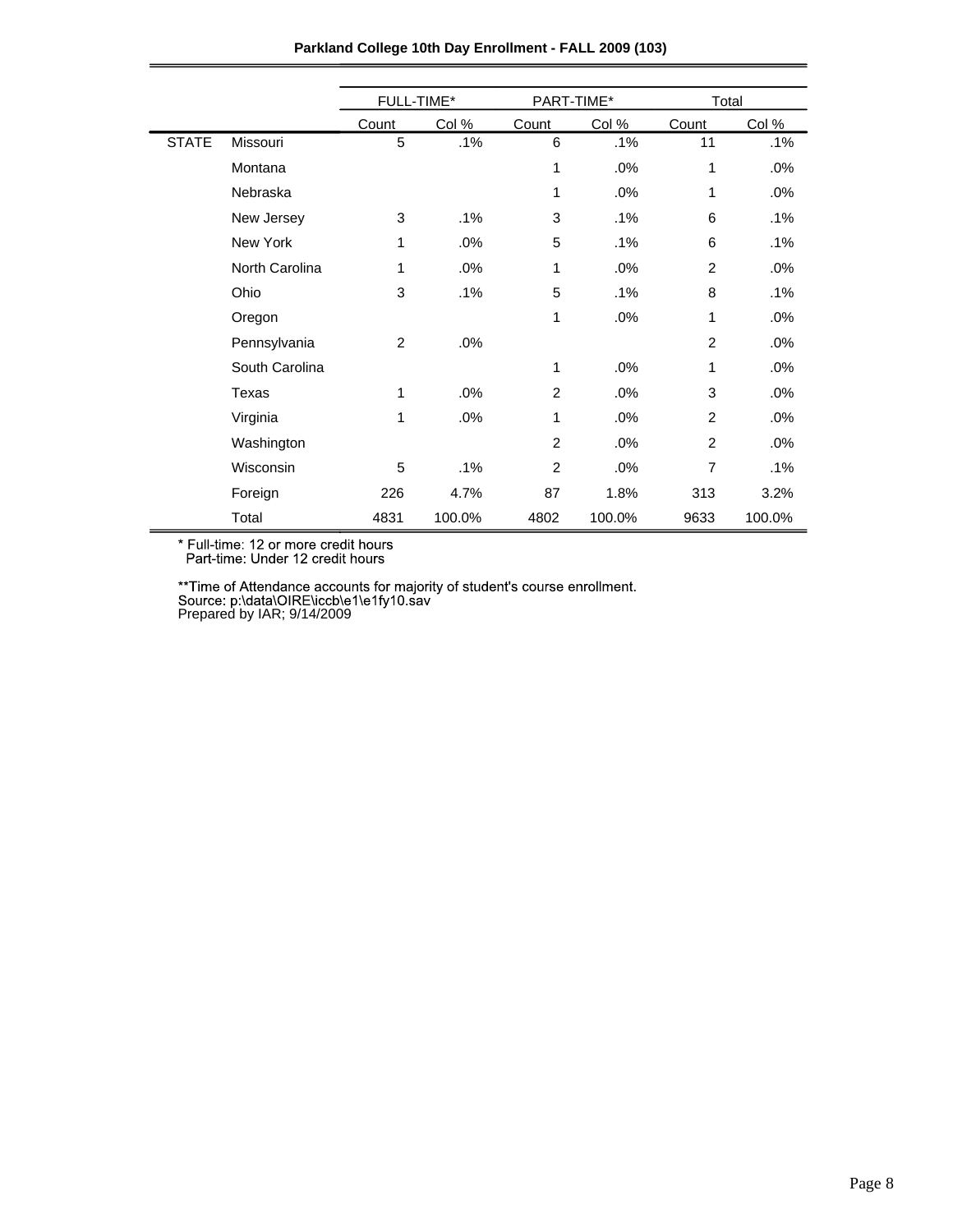**Parkland College 10th Day Enrollment - FALL 2009 (103)**

| | | FULL-TIME* | | PART-TIME* | | Total | |
|---|---|---|---|---|---|---|---|
| | | Count | Col % | Count | Col % | Count | Col % |
| STATE | Missouri | 5 | .1% | 6 | .1% | 11 | .1% |
| | Montana | | | 1 | .0% | 1 | .0% |
| | Nebraska | | | 1 | .0% | 1 | .0% |
| | New Jersey | 3 | .1% | 3 | .1% | 6 | .1% |
| | New York | 1 | .0% | 5 | .1% | 6 | .1% |
| | North Carolina | 1 | .0% | 1 | .0% | 2 | .0% |
| | Ohio | 3 | .1% | 5 | .1% | 8 | .1% |
| | Oregon | | | 1 | .0% | 1 | .0% |
| | Pennsylvania | 2 | .0% | | | 2 | .0% |
| | South Carolina | | | 1 | .0% | 1 | .0% |
| | Texas | 1 | .0% | 2 | .0% | 3 | .0% |
| | Virginia | 1 | .0% | 1 | .0% | 2 | .0% |
| | Washington | | | 2 | .0% | 2 | .0% |
| | Wisconsin | 5 | .1% | 2 | .0% | 7 | .1% |
| | Foreign | 226 | 4.7% | 87 | 1.8% | 313 | 3.2% |
| | Total | 4831 | 100.0% | 4802 | 100.0% | 9633 | 100.0% |

* Full-time: 12 or more credit hours
  Part-time: Under 12 credit hours

**Time of Attendance accounts for majority of student's course enrollment.
Source: p:\data\OIRE\iccb\e1\e1fy10.sav
Prepared by IAR; 9/14/2009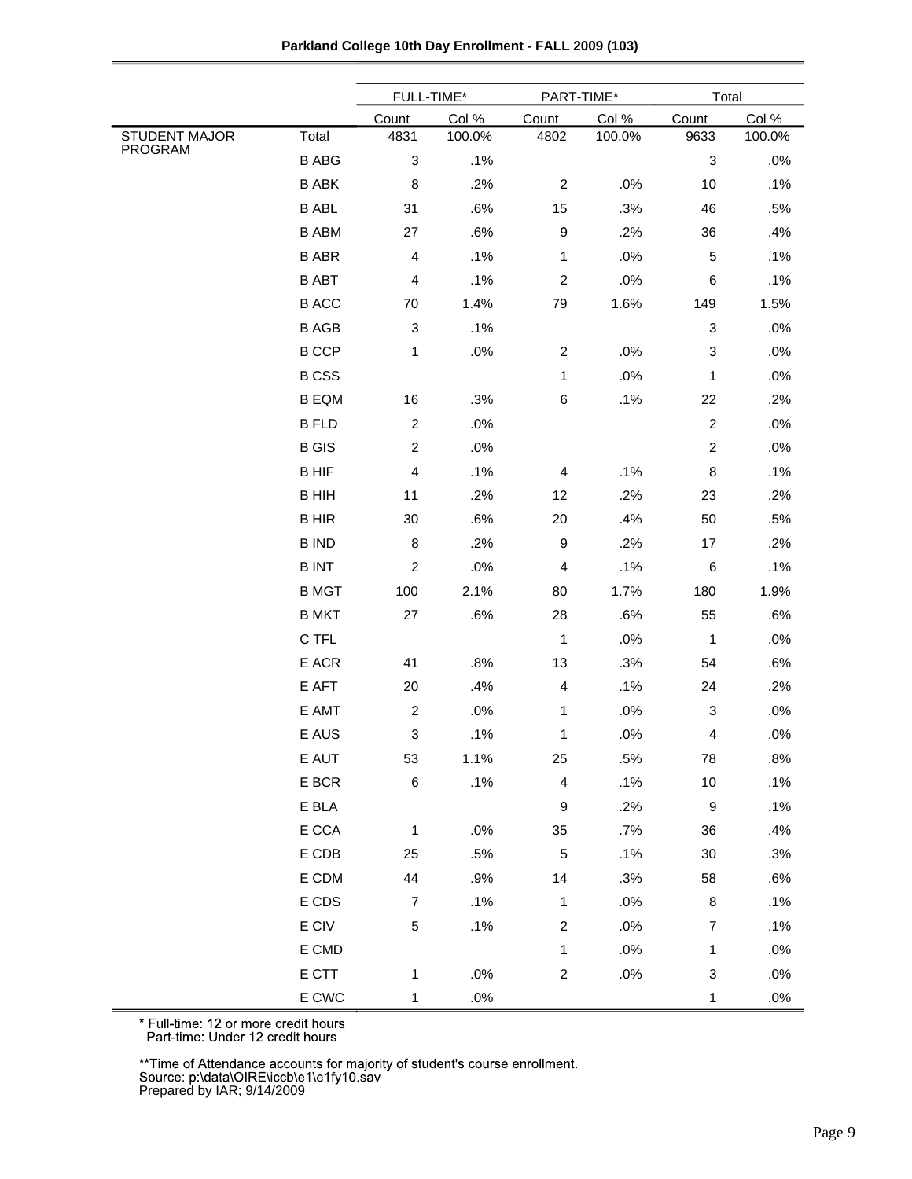**Parkland College 10th Day Enrollment - FALL 2009 (103)**

| | | FULL-TIME* | | PART-TIME* | | Total | |
|---|---|---|---|---|---|---|---|
| | | Count | Col % | Count | Col % | Count | Col % |
| STUDENT MAJOR PROGRAM | Total | 4831 | 100.0% | 4802 | 100.0% | 9633 | 100.0% |
| | B ABG | 3 | .1% | | | 3 | .0% |
| | B ABK | 8 | .2% | 2 | .0% | 10 | .1% |
| | B ABL | 31 | .6% | 15 | .3% | 46 | .5% |
| | B ABM | 27 | .6% | 9 | .2% | 36 | .4% |
| | B ABR | 4 | .1% | 1 | .0% | 5 | .1% |
| | B ABT | 4 | .1% | 2 | .0% | 6 | .1% |
| | B ACC | 70 | 1.4% | 79 | 1.6% | 149 | 1.5% |
| | B AGB | 3 | .1% | | | 3 | .0% |
| | B CCP | 1 | .0% | 2 | .0% | 3 | .0% |
| | B CSS | | | 1 | .0% | 1 | .0% |
| | B EQM | 16 | .3% | 6 | .1% | 22 | .2% |
| | B FLD | 2 | .0% | | | 2 | .0% |
| | B GIS | 2 | .0% | | | 2 | .0% |
| | B HIF | 4 | .1% | 4 | .1% | 8 | .1% |
| | B HIH | 11 | .2% | 12 | .2% | 23 | .2% |
| | B HIR | 30 | .6% | 20 | .4% | 50 | .5% |
| | B IND | 8 | .2% | 9 | .2% | 17 | .2% |
| | B INT | 2 | .0% | 4 | .1% | 6 | .1% |
| | B MGT | 100 | 2.1% | 80 | 1.7% | 180 | 1.9% |
| | B MKT | 27 | .6% | 28 | .6% | 55 | .6% |
| | C TFL | | | 1 | .0% | 1 | .0% |
| | E ACR | 41 | .8% | 13 | .3% | 54 | .6% |
| | E AFT | 20 | .4% | 4 | .1% | 24 | .2% |
| | E AMT | 2 | .0% | 1 | .0% | 3 | .0% |
| | E AUS | 3 | .1% | 1 | .0% | 4 | .0% |
| | E AUT | 53 | 1.1% | 25 | .5% | 78 | .8% |
| | E BCR | 6 | .1% | 4 | .1% | 10 | .1% |
| | E BLA | | | 9 | .2% | 9 | .1% |
| | E CCA | 1 | .0% | 35 | .7% | 36 | .4% |
| | E CDB | 25 | .5% | 5 | .1% | 30 | .3% |
| | E CDM | 44 | .9% | 14 | .3% | 58 | .6% |
| | E CDS | 7 | .1% | 1 | .0% | 8 | .1% |
| | E CIV | 5 | .1% | 2 | .0% | 7 | .1% |
| | E CMD | | | 1 | .0% | 1 | .0% |
| | E CTT | 1 | .0% | 2 | .0% | 3 | .0% |
| | E CWC | 1 | .0% | | | 1 | .0% |

* Full-time: 12 or more credit hours
  Part-time: Under 12 credit hours

**Time of Attendance accounts for majority of student's course enrollment.
Source: p:\data\OIRE\iccb\e1\e1fy10.sav
Prepared by IAR; 9/14/2009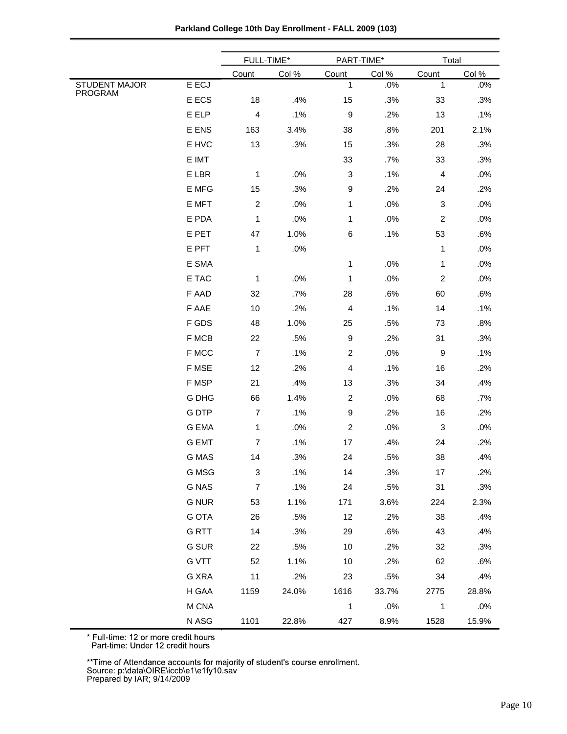**Parkland College 10th Day Enrollment - FALL 2009 (103)**

| | | FULL-TIME* | | PART-TIME* | | Total | |
|---|---|---|---|---|---|---|---|
| | | Count | Col % | Count | Col % | Count | Col % |
| STUDENT MAJOR PROGRAM | E ECJ | | | 1 | .0% | 1 | .0% |
| | E ECS | 18 | .4% | 15 | .3% | 33 | .3% |
| | E ELP | 4 | .1% | 9 | .2% | 13 | .1% |
| | E ENS | 163 | 3.4% | 38 | .8% | 201 | 2.1% |
| | E HVC | 13 | .3% | 15 | .3% | 28 | .3% |
| | E IMT | | | 33 | .7% | 33 | .3% |
| | E LBR | 1 | .0% | 3 | .1% | 4 | .0% |
| | E MFG | 15 | .3% | 9 | .2% | 24 | .2% |
| | E MFT | 2 | .0% | 1 | .0% | 3 | .0% |
| | E PDA | 1 | .0% | 1 | .0% | 2 | .0% |
| | E PET | 47 | 1.0% | 6 | .1% | 53 | .6% |
| | E PFT | 1 | .0% | | | 1 | .0% |
| | E SMA | | | 1 | .0% | 1 | .0% |
| | E TAC | 1 | .0% | 1 | .0% | 2 | .0% |
| | F AAD | 32 | .7% | 28 | .6% | 60 | .6% |
| | F AAE | 10 | .2% | 4 | .1% | 14 | .1% |
| | F GDS | 48 | 1.0% | 25 | .5% | 73 | .8% |
| | F MCB | 22 | .5% | 9 | .2% | 31 | .3% |
| | F MCC | 7 | .1% | 2 | .0% | 9 | .1% |
| | F MSE | 12 | .2% | 4 | .1% | 16 | .2% |
| | F MSP | 21 | .4% | 13 | .3% | 34 | .4% |
| | G DHG | 66 | 1.4% | 2 | .0% | 68 | .7% |
| | G DTP | 7 | .1% | 9 | .2% | 16 | .2% |
| | G EMA | 1 | .0% | 2 | .0% | 3 | .0% |
| | G EMT | 7 | .1% | 17 | .4% | 24 | .2% |
| | G MAS | 14 | .3% | 24 | .5% | 38 | .4% |
| | G MSG | 3 | .1% | 14 | .3% | 17 | .2% |
| | G NAS | 7 | .1% | 24 | .5% | 31 | .3% |
| | G NUR | 53 | 1.1% | 171 | 3.6% | 224 | 2.3% |
| | G OTA | 26 | .5% | 12 | .2% | 38 | .4% |
| | G RTT | 14 | .3% | 29 | .6% | 43 | .4% |
| | G SUR | 22 | .5% | 10 | .2% | 32 | .3% |
| | G VTT | 52 | 1.1% | 10 | .2% | 62 | .6% |
| | G XRA | 11 | .2% | 23 | .5% | 34 | .4% |
| | H GAA | 1159 | 24.0% | 1616 | 33.7% | 2775 | 28.8% |
| | M CNA | | | 1 | .0% | 1 | .0% |
| | N ASG | 1101 | 22.8% | 427 | 8.9% | 1528 | 15.9% |

\* Full-time: 12 or more credit hours
Part-time: Under 12 credit hours

**Time of Attendance accounts for majority of student's course enrollment.
Source: p:\data\OIRE\iccb\e1\e1fy10.sav
Prepared by IAR; 9/14/2009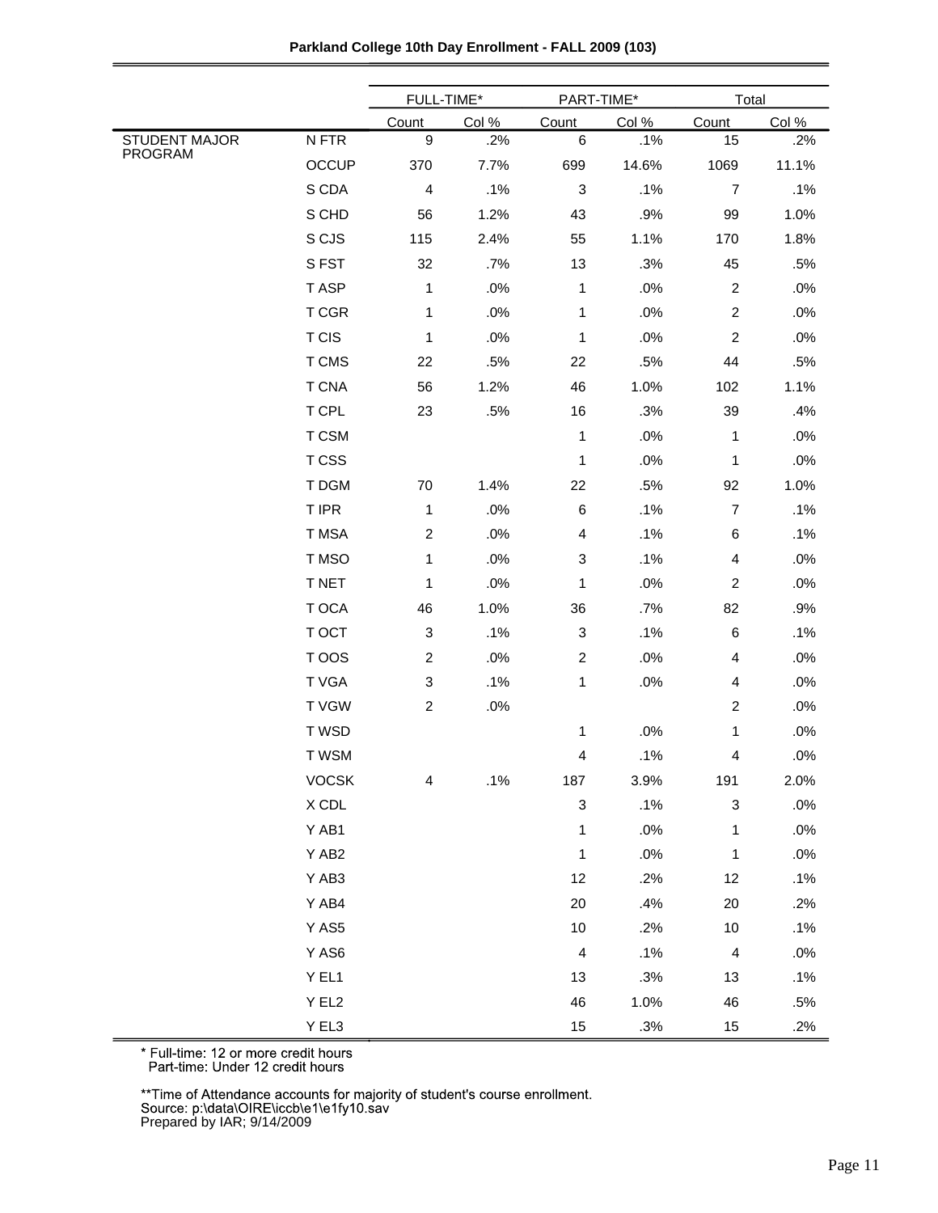**Parkland College 10th Day Enrollment - FALL 2009 (103)**

| | | FULL-TIME* | | PART-TIME* | | Total | |
|---|---|---|---|---|---|---|---|
| | | Count | Col % | Count | Col % | Count | Col % |
| STUDENT MAJOR PROGRAM | N FTR | 9 | .2% | 6 | .1% | 15 | .2% |
| | OCCUP | 370 | 7.7% | 699 | 14.6% | 1069 | 11.1% |
| | S CDA | 4 | .1% | 3 | .1% | 7 | .1% |
| | S CHD | 56 | 1.2% | 43 | .9% | 99 | 1.0% |
| | S CJS | 115 | 2.4% | 55 | 1.1% | 170 | 1.8% |
| | S FST | 32 | .7% | 13 | .3% | 45 | .5% |
| | T ASP | 1 | .0% | 1 | .0% | 2 | .0% |
| | T CGR | 1 | .0% | 1 | .0% | 2 | .0% |
| | T CIS | 1 | .0% | 1 | .0% | 2 | .0% |
| | T CMS | 22 | .5% | 22 | .5% | 44 | .5% |
| | T CNA | 56 | 1.2% | 46 | 1.0% | 102 | 1.1% |
| | T CPL | 23 | .5% | 16 | .3% | 39 | .4% |
| | T CSM | | | 1 | .0% | 1 | .0% |
| | T CSS | | | 1 | .0% | 1 | .0% |
| | T DGM | 70 | 1.4% | 22 | .5% | 92 | 1.0% |
| | T IPR | 1 | .0% | 6 | .1% | 7 | .1% |
| | T MSA | 2 | .0% | 4 | .1% | 6 | .1% |
| | T MSO | 1 | .0% | 3 | .1% | 4 | .0% |
| | T NET | 1 | .0% | 1 | .0% | 2 | .0% |
| | T OCA | 46 | 1.0% | 36 | .7% | 82 | .9% |
| | T OCT | 3 | .1% | 3 | .1% | 6 | .1% |
| | T OOS | 2 | .0% | 2 | .0% | 4 | .0% |
| | T VGA | 3 | .1% | 1 | .0% | 4 | .0% |
| | T VGW | 2 | .0% | | | 2 | .0% |
| | T WSD | | | 1 | .0% | 1 | .0% |
| | T WSM | | | 4 | .1% | 4 | .0% |
| | VOCSK | 4 | .1% | 187 | 3.9% | 191 | 2.0% |
| | X CDL | | | 3 | .1% | 3 | .0% |
| | Y AB1 | | | 1 | .0% | 1 | .0% |
| | Y AB2 | | | 1 | .0% | 1 | .0% |
| | Y AB3 | | | 12 | .2% | 12 | .1% |
| | Y AB4 | | | 20 | .4% | 20 | .2% |
| | Y AS5 | | | 10 | .2% | 10 | .1% |
| | Y AS6 | | | 4 | .1% | 4 | .0% |
| | Y EL1 | | | 13 | .3% | 13 | .1% |
| | Y EL2 | | | 46 | 1.0% | 46 | .5% |
| | Y EL3 | | | 15 | .3% | 15 | .2% |

\* Full-time: 12 or more credit hours
Part-time: Under 12 credit hours

\*\*Time of Attendance accounts for majority of student's course enrollment.
Source: p:\data\OIRE\iccb\e1\e1fy10.sav
Prepared by IAR; 9/14/2009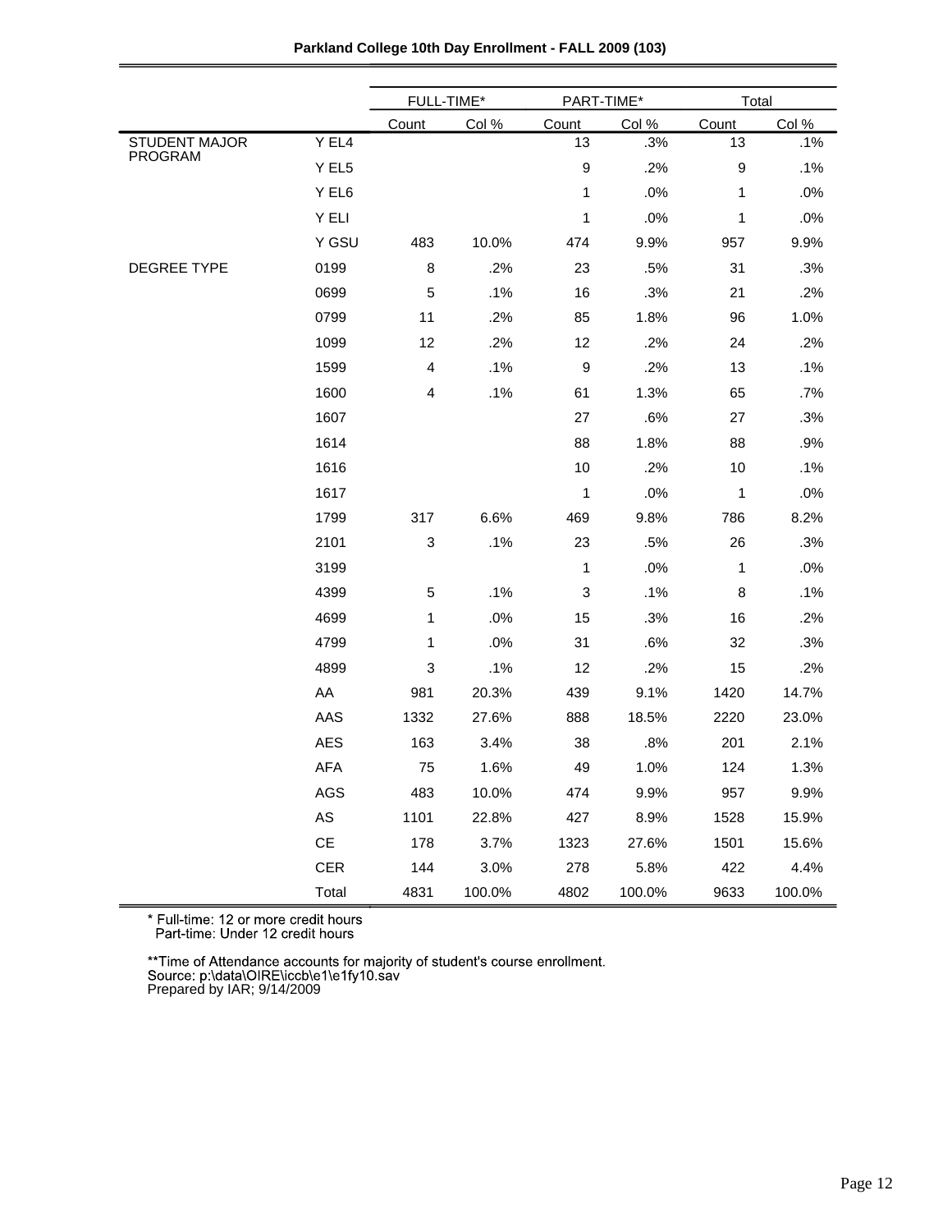**Parkland College 10th Day Enrollment - FALL 2009 (103)**

| | | FULL-TIME* | | PART-TIME* | | Total | |
|---|---|---|---|---|---|---|---|
| | | Count | Col % | Count | Col % | Count | Col % |
| STUDENT MAJOR PROGRAM | Y EL4 | | | 13 | .3% | 13 | .1% |
| | Y EL5 | | | 9 | .2% | 9 | .1% |
| | Y EL6 | | | 1 | .0% | 1 | .0% |
| | Y ELI | | | 1 | .0% | 1 | .0% |
| | Y GSU | 483 | 10.0% | 474 | 9.9% | 957 | 9.9% |
| DEGREE TYPE | 0199 | 8 | .2% | 23 | .5% | 31 | .3% |
| | 0699 | 5 | .1% | 16 | .3% | 21 | .2% |
| | 0799 | 11 | .2% | 85 | 1.8% | 96 | 1.0% |
| | 1099 | 12 | .2% | 12 | .2% | 24 | .2% |
| | 1599 | 4 | .1% | 9 | .2% | 13 | .1% |
| | 1600 | 4 | .1% | 61 | 1.3% | 65 | .7% |
| | 1607 | | | 27 | .6% | 27 | .3% |
| | 1614 | | | 88 | 1.8% | 88 | .9% |
| | 1616 | | | 10 | .2% | 10 | .1% |
| | 1617 | | | 1 | .0% | 1 | .0% |
| | 1799 | 317 | 6.6% | 469 | 9.8% | 786 | 8.2% |
| | 2101 | 3 | .1% | 23 | .5% | 26 | .3% |
| | 3199 | | | 1 | .0% | 1 | .0% |
| | 4399 | 5 | .1% | 3 | .1% | 8 | .1% |
| | 4699 | 1 | .0% | 15 | .3% | 16 | .2% |
| | 4799 | 1 | .0% | 31 | .6% | 32 | .3% |
| | 4899 | 3 | .1% | 12 | .2% | 15 | .2% |
| | AA | 981 | 20.3% | 439 | 9.1% | 1420 | 14.7% |
| | AAS | 1332 | 27.6% | 888 | 18.5% | 2220 | 23.0% |
| | AES | 163 | 3.4% | 38 | .8% | 201 | 2.1% |
| | AFA | 75 | 1.6% | 49 | 1.0% | 124 | 1.3% |
| | AGS | 483 | 10.0% | 474 | 9.9% | 957 | 9.9% |
| | AS | 1101 | 22.8% | 427 | 8.9% | 1528 | 15.9% |
| | CE | 178 | 3.7% | 1323 | 27.6% | 1501 | 15.6% |
| | CER | 144 | 3.0% | 278 | 5.8% | 422 | 4.4% |
| | Total | 4831 | 100.0% | 4802 | 100.0% | 9633 | 100.0% |

\* Full-time: 12 or more credit hours
Part-time: Under 12 credit hours

**Time of Attendance accounts for majority of student's course enrollment.
Source: p:\data\OIRE\iccb\e1\e1fy10.sav
Prepared by IAR; 9/14/2009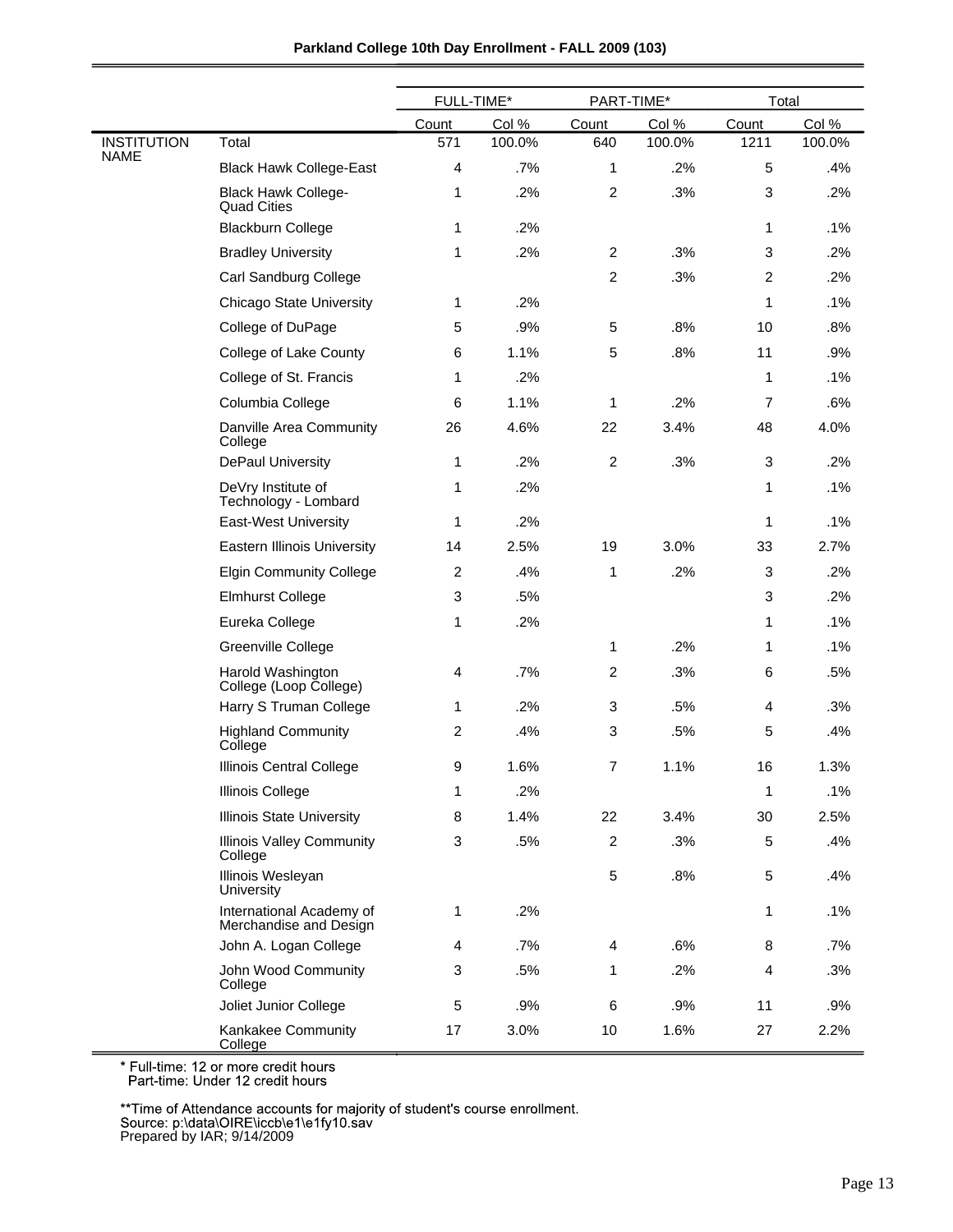**Parkland College 10th Day Enrollment - FALL 2009 (103)**

| | | FULL-TIME* | | PART-TIME* | | Total | |
|---|---|---|---|---|---|---|---|
| | | Count | Col % | Count | Col % | Count | Col % |
| INSTITUTION NAME | Total | 571 | 100.0% | 640 | 100.0% | 1211 | 100.0% |
| | Black Hawk College-East | 4 | .7% | 1 | .2% | 5 | .4% |
| | Black Hawk College-Quad Cities | 1 | .2% | 2 | .3% | 3 | .2% |
| | Blackburn College | 1 | .2% | | | 1 | .1% |
| | Bradley University | 1 | .2% | 2 | .3% | 3 | .2% |
| | Carl Sandburg College | | | 2 | .3% | 2 | .2% |
| | Chicago State University | 1 | .2% | | | 1 | .1% |
| | College of DuPage | 5 | .9% | 5 | .8% | 10 | .8% |
| | College of Lake County | 6 | 1.1% | 5 | .8% | 11 | .9% |
| | College of St. Francis | 1 | .2% | | | 1 | .1% |
| | Columbia College | 6 | 1.1% | 1 | .2% | 7 | .6% |
| | Danville Area Community College | 26 | 4.6% | 22 | 3.4% | 48 | 4.0% |
| | DePaul University | 1 | .2% | 2 | .3% | 3 | .2% |
| | DeVry Institute of Technology - Lombard | 1 | .2% | | | 1 | .1% |
| | East-West University | 1 | .2% | | | 1 | .1% |
| | Eastern Illinois University | 14 | 2.5% | 19 | 3.0% | 33 | 2.7% |
| | Elgin Community College | 2 | .4% | 1 | .2% | 3 | .2% |
| | Elmhurst College | 3 | .5% | | | 3 | .2% |
| | Eureka College | 1 | .2% | | | 1 | .1% |
| | Greenville College | | | 1 | .2% | 1 | .1% |
| | Harold Washington College (Loop College) | 4 | .7% | 2 | .3% | 6 | .5% |
| | Harry S Truman College | 1 | .2% | 3 | .5% | 4 | .3% |
| | Highland Community College | 2 | .4% | 3 | .5% | 5 | .4% |
| | Illinois Central College | 9 | 1.6% | 7 | 1.1% | 16 | 1.3% |
| | Illinois College | 1 | .2% | | | 1 | .1% |
| | Illinois State University | 8 | 1.4% | 22 | 3.4% | 30 | 2.5% |
| | Illinois Valley Community College | 3 | .5% | 2 | .3% | 5 | .4% |
| | Illinois Wesleyan University | | | 5 | .8% | 5 | .4% |
| | International Academy of Merchandise and Design | 1 | .2% | | | 1 | .1% |
| | John A. Logan College | 4 | .7% | 4 | .6% | 8 | .7% |
| | John Wood Community College | 3 | .5% | 1 | .2% | 4 | .3% |
| | Joliet Junior College | 5 | .9% | 6 | .9% | 11 | .9% |
| | Kankakee Community College | 17 | 3.0% | 10 | 1.6% | 27 | 2.2% |

\* Full-time: 12 or more credit hours
Part-time: Under 12 credit hours

**Time of Attendance accounts for majority of student's course enrollment.
Source: p:\data\OIRE\iccb\e1\e1fy10.sav
Prepared by IAR; 9/14/2009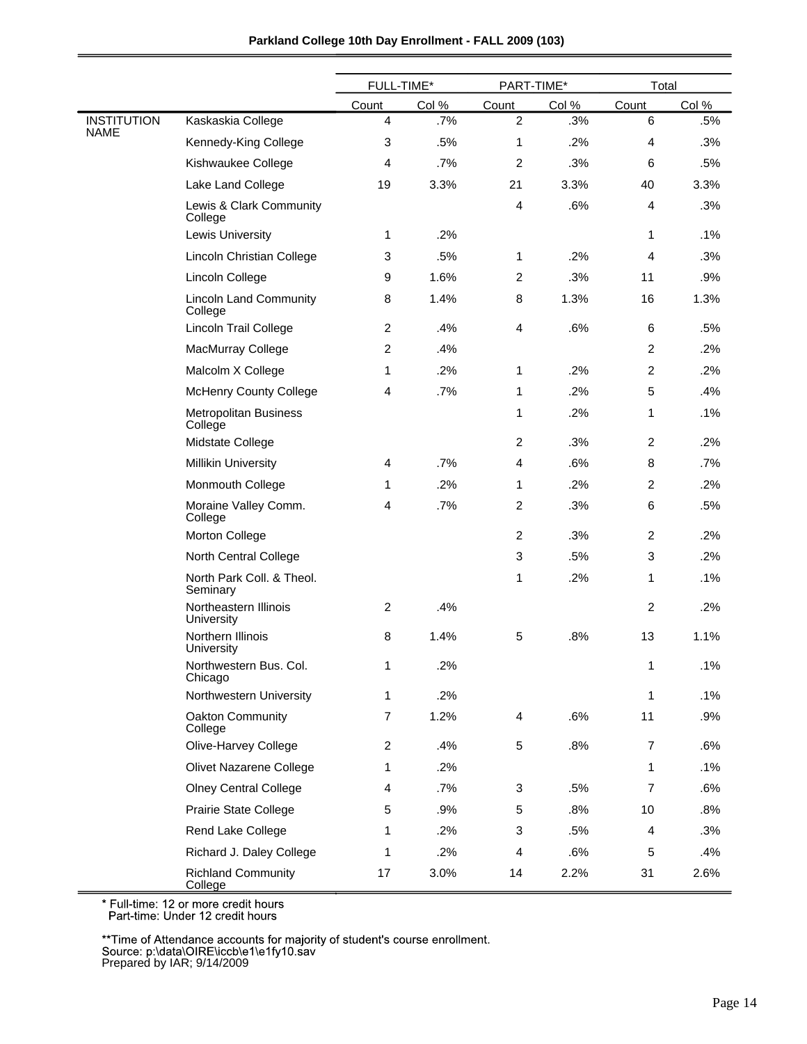**Parkland College 10th Day Enrollment - FALL 2009 (103)**

| | | FULL-TIME* | | PART-TIME* | | Total | |
|---|---|---|---|---|---|---|---|
| | | Count | Col % | Count | Col % | Count | Col % |
| INSTITUTION NAME | Kaskaskia College | 4 | .7% | 2 | .3% | 6 | .5% |
| | Kennedy-King College | 3 | .5% | 1 | .2% | 4 | .3% |
| | Kishwaukee College | 4 | .7% | 2 | .3% | 6 | .5% |
| | Lake Land College | 19 | 3.3% | 21 | 3.3% | 40 | 3.3% |
| | Lewis & Clark Community College | | | 4 | .6% | 4 | .3% |
| | Lewis University | 1 | .2% | | | 1 | .1% |
| | Lincoln Christian College | 3 | .5% | 1 | .2% | 4 | .3% |
| | Lincoln College | 9 | 1.6% | 2 | .3% | 11 | .9% |
| | Lincoln Land Community College | 8 | 1.4% | 8 | 1.3% | 16 | 1.3% |
| | Lincoln Trail College | 2 | .4% | 4 | .6% | 6 | .5% |
| | MacMurray College | 2 | .4% | | | 2 | .2% |
| | Malcolm X College | 1 | .2% | 1 | .2% | 2 | .2% |
| | McHenry County College | 4 | .7% | 1 | .2% | 5 | .4% |
| | Metropolitan Business College | | | 1 | .2% | 1 | .1% |
| | Midstate College | | | 2 | .3% | 2 | .2% |
| | Millikin University | 4 | .7% | 4 | .6% | 8 | .7% |
| | Monmouth College | 1 | .2% | 1 | .2% | 2 | .2% |
| | Moraine Valley Comm. College | 4 | .7% | 2 | .3% | 6 | .5% |
| | Morton College | | | 2 | .3% | 2 | .2% |
| | North Central College | | | 3 | .5% | 3 | .2% |
| | North Park Coll. & Theol. Seminary | | | 1 | .2% | 1 | .1% |
| | Northeastern Illinois University | 2 | .4% | | | 2 | .2% |
| | Northern Illinois University | 8 | 1.4% | 5 | .8% | 13 | 1.1% |
| | Northwestern Bus. Col. Chicago | 1 | .2% | | | 1 | .1% |
| | Northwestern University | 1 | .2% | | | 1 | .1% |
| | Oakton Community College | 7 | 1.2% | 4 | .6% | 11 | .9% |
| | Olive-Harvey College | 2 | .4% | 5 | .8% | 7 | .6% |
| | Olivet Nazarene College | 1 | .2% | | | 1 | .1% |
| | Olney Central College | 4 | .7% | 3 | .5% | 7 | .6% |
| | Prairie State College | 5 | .9% | 5 | .8% | 10 | .8% |
| | Rend Lake College | 1 | .2% | 3 | .5% | 4 | .3% |
| | Richard J. Daley College | 1 | .2% | 4 | .6% | 5 | .4% |
| | Richland Community College | 17 | 3.0% | 14 | 2.2% | 31 | 2.6% |

\* Full-time: 12 or more credit hours
Part-time: Under 12 credit hours

**Time of Attendance accounts for majority of student's course enrollment.
Source: p:\data\OIRE\iccb\e1\e1fy10.sav
Prepared by IAR; 9/14/2009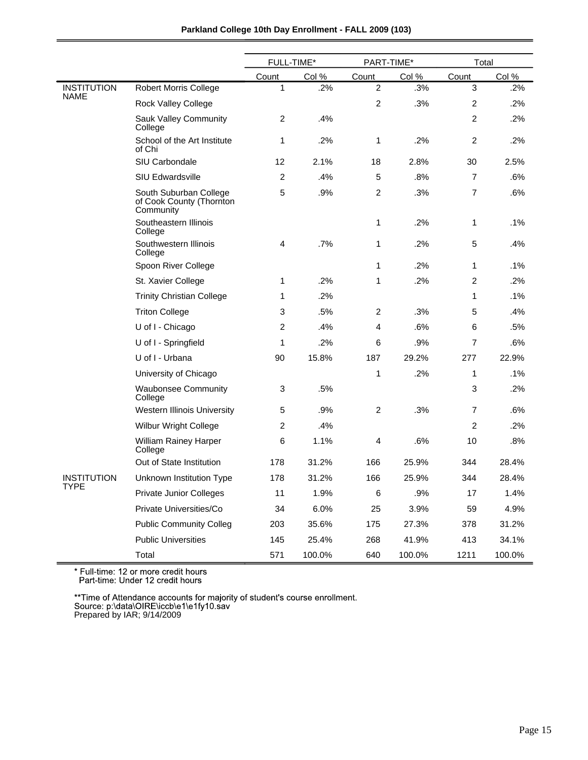**Parkland College 10th Day Enrollment - FALL 2009 (103)**

| | | FULL-TIME* | | PART-TIME* | | Total | |
|---|---|---|---|---|---|---|---|
| | | Count | Col % | Count | Col % | Count | Col % |
| INSTITUTION NAME | Robert Morris College | 1 | .2% | 2 | .3% | 3 | .2% |
| | Rock Valley College | | | 2 | .3% | 2 | .2% |
| | Sauk Valley Community College | 2 | .4% | | | 2 | .2% |
| | School of the Art Institute of Chi | 1 | .2% | 1 | .2% | 2 | .2% |
| | SIU Carbondale | 12 | 2.1% | 18 | 2.8% | 30 | 2.5% |
| | SIU Edwardsville | 2 | .4% | 5 | .8% | 7 | .6% |
| | South Suburban College of Cook County (Thornton Community | 5 | .9% | 2 | .3% | 7 | .6% |
| | Southeastern Illinois College | | | 1 | .2% | 1 | .1% |
| | Southwestern Illinois College | 4 | .7% | 1 | .2% | 5 | .4% |
| | Spoon River College | | | 1 | .2% | 1 | .1% |
| | St. Xavier College | 1 | .2% | 1 | .2% | 2 | .2% |
| | Trinity Christian College | 1 | .2% | | | 1 | .1% |
| | Triton College | 3 | .5% | 2 | .3% | 5 | .4% |
| | U of I - Chicago | 2 | .4% | 4 | .6% | 6 | .5% |
| | U of I - Springfield | 1 | .2% | 6 | .9% | 7 | .6% |
| | U of I - Urbana | 90 | 15.8% | 187 | 29.2% | 277 | 22.9% |
| | University of Chicago | | | 1 | .2% | 1 | .1% |
| | Waubonsee Community College | 3 | .5% | | | 3 | .2% |
| | Western Illinois University | 5 | .9% | 2 | .3% | 7 | .6% |
| | Wilbur Wright College | 2 | .4% | | | 2 | .2% |
| | William Rainey Harper College | 6 | 1.1% | 4 | .6% | 10 | .8% |
| | Out of State Institution | 178 | 31.2% | 166 | 25.9% | 344 | 28.4% |
| INSTITUTION TYPE | Unknown Institution Type | 178 | 31.2% | 166 | 25.9% | 344 | 28.4% |
| | Private Junior Colleges | 11 | 1.9% | 6 | .9% | 17 | 1.4% |
| | Private Universities/Co | 34 | 6.0% | 25 | 3.9% | 59 | 4.9% |
| | Public Community Colleg | 203 | 35.6% | 175 | 27.3% | 378 | 31.2% |
| | Public Universities | 145 | 25.4% | 268 | 41.9% | 413 | 34.1% |
| | Total | 571 | 100.0% | 640 | 100.0% | 1211 | 100.0% |

* Full-time: 12 or more credit hours
  Part-time: Under 12 credit hours

**Time of Attendance accounts for majority of student's course enrollment.
Source: p:\data\OIRE\iccb\e1\e1fy10.sav
Prepared by IAR; 9/14/2009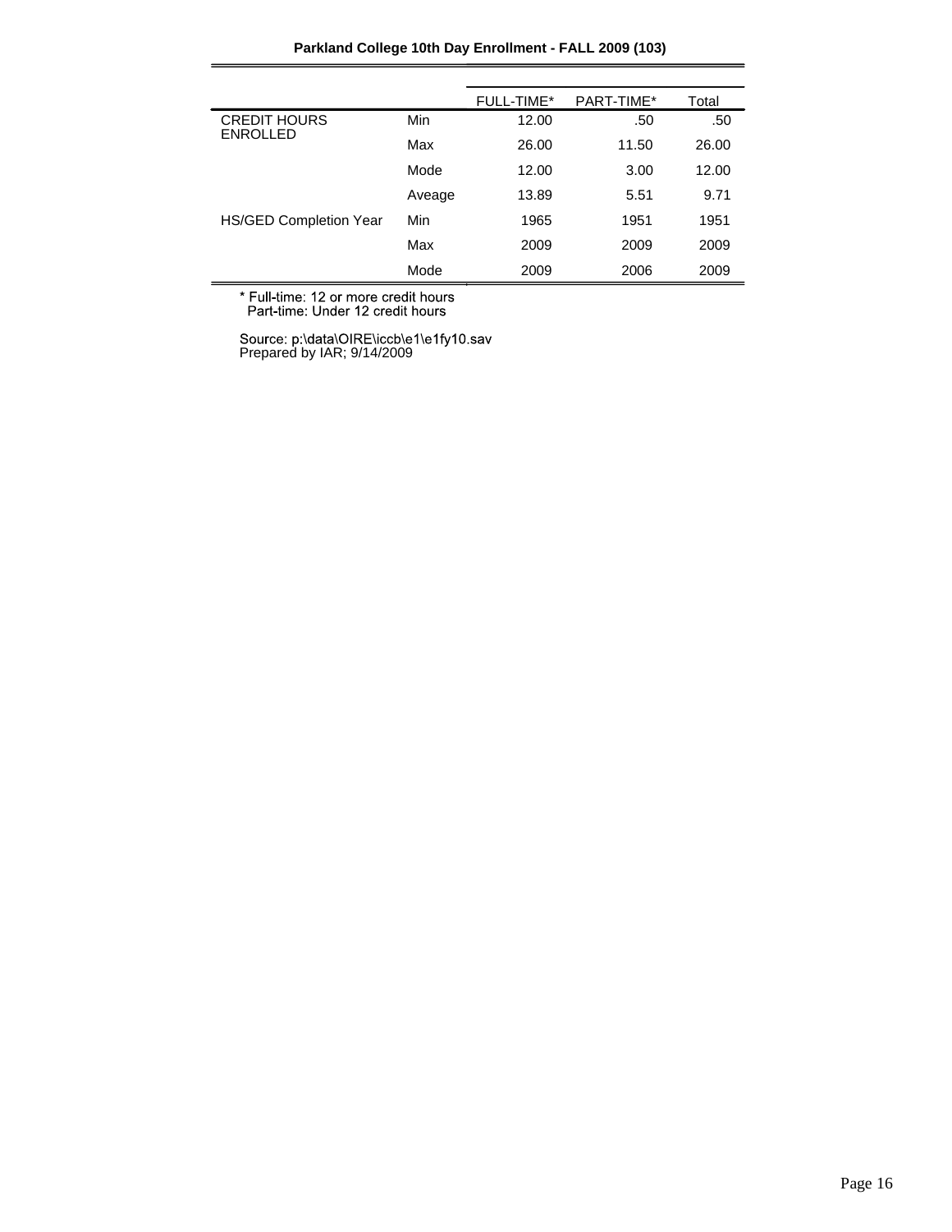**Parkland College 10th Day Enrollment - FALL 2009 (103)**

| | | FULL-TIME* | PART-TIME* | Total |
|---|---|---|---|---|
| CREDIT HOURS ENROLLED | Min | 12.00 | .50 | .50 |
| | Max | 26.00 | 11.50 | 26.00 |
| | Mode | 12.00 | 3.00 | 12.00 |
| | Aveage | 13.89 | 5.51 | 9.71 |
| HS/GED Completion Year | Min | 1965 | 1951 | 1951 |
| | Max | 2009 | 2009 | 2009 |
| | Mode | 2009 | 2006 | 2009 |

* Full-time: 12 or more credit hours
  Part-time: Under 12 credit hours

Source: p:\data\OIRE\iccb\e1\e1fy10.sav
Prepared by IAR; 9/14/2009